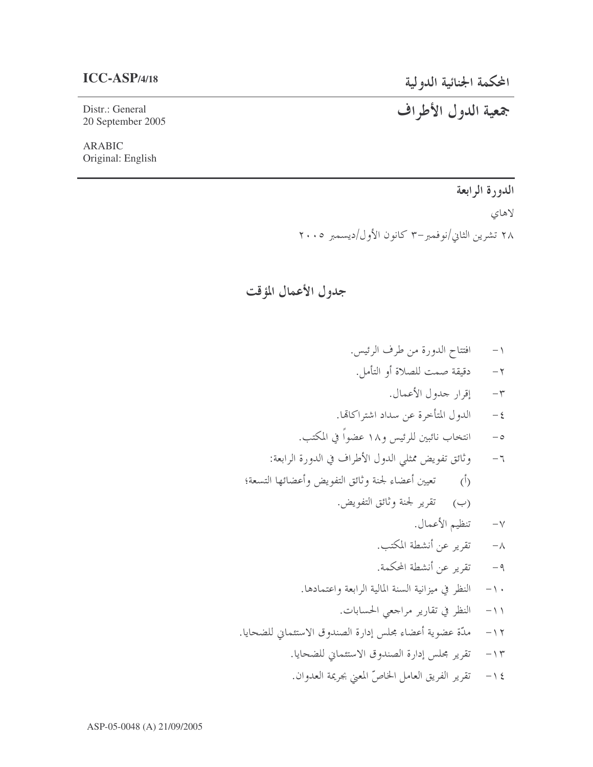**ICC-ASP/4/18**

المحكمة الجنائية الدولية

# جمعية الدول الأطراف

Distr.: General
20 September 2005

ARABIC
Original: English

**الدورة الرابعة**

لاهاي

٢٨ تشرين الثاني/نوفمبر–٣ كانون الأول/ديسمبر ٢٠٠٥

## جدول الأعمال المؤقت

١- افتتاح الدورة من طرف الرئيس.

٢- دقيقة صمت للصلاة أو التأمل.

٣- إقرار جدول الأعمال.

٤- الدول المتأخرة عن سداد اشتراكاتها.

٥- انتخاب نائبين للرئيس و١٨ عضواً في المكتب.

٦- وثائق تفويض ممثلي الدول الأطراف في الدورة الرابعة:

(أ) تعيين أعضاء لجنة وثائق التفويض وأعضائها التسعة؛

(ب) تقرير لجنة وثائق التفويض.

٧- تنظيم الأعمال.

٨- تقرير عن أنشطة المكتب.

٩- تقرير عن أنشطة المحكمة.

١٠- النظر في ميزانية السنة المالية الرابعة واعتمادها.

١١- النظر في تقارير مراجعي الحسابات.

١٢- مدّة عضوية أعضاء مجلس إدارة الصندوق الاستئماني للضحايا.

١٣- تقرير مجلس إدارة الصندوق الاستئماني للضحايا.

١٤- تقرير الفريق العامل الخاصّ المعني بجريمة العدوان.

ASP-05-0048 (A) 21/09/2005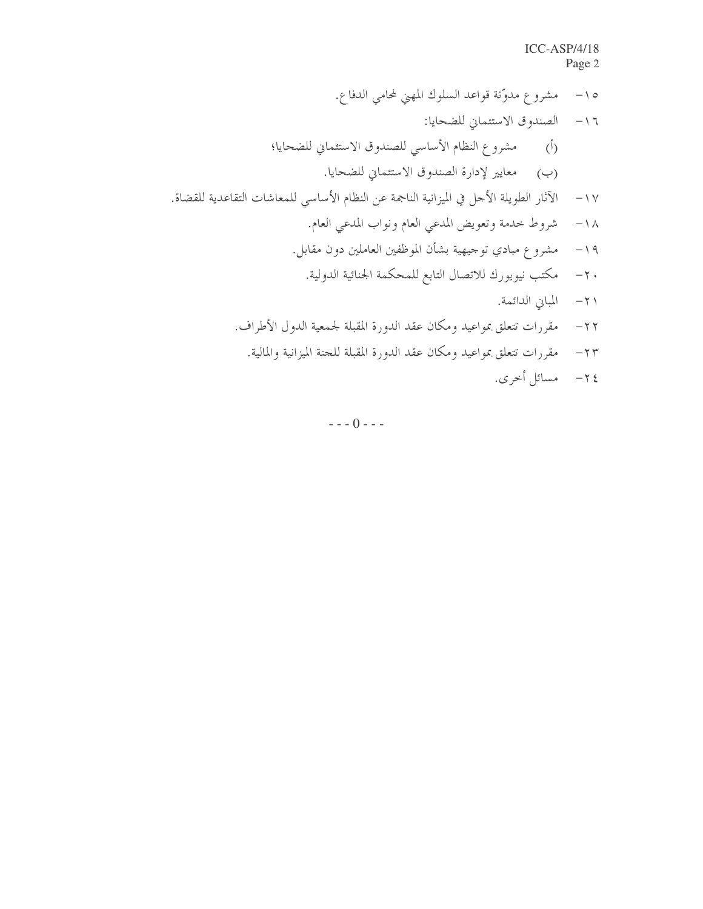١٥- مشروع مدوّنة قواعد السلوك المهني لمحامي الدفاع.

١٦- الصندوق الاستئماني للضحايا:

(أ) مشروع النظام الأساسي للصندوق الاستئماني للضحايا؛

(ب) معايير لإدارة الصندوق الاستئماني للضحايا.

١٧- الآثار الطويلة الأجل في الميزانية الناجمة عن النظام الأساسي للمعاشات التقاعدية للقضاة.

١٨- شروط خدمة وتعويض المدعي العام ونواب المدعي العام.

١٩- مشروع مبادئ توجيهية بشأن الموظفين العاملين دون مقابل.

٢٠- مكتب نيويورك للاتصال التابع للمحكمة الجنائية الدولية.

٢١- المباني الدائمة.

٢٢- مقررات تتعلق بمواعيد ومكان عقد الدورة المقبلة لجمعية الدول الأطراف.

٢٣- مقررات تتعلق بمواعيد ومكان عقد الدورة المقبلة للجنة الميزانية والمالية.

٢٤- مسائل أخرى.

- - - 0 - - -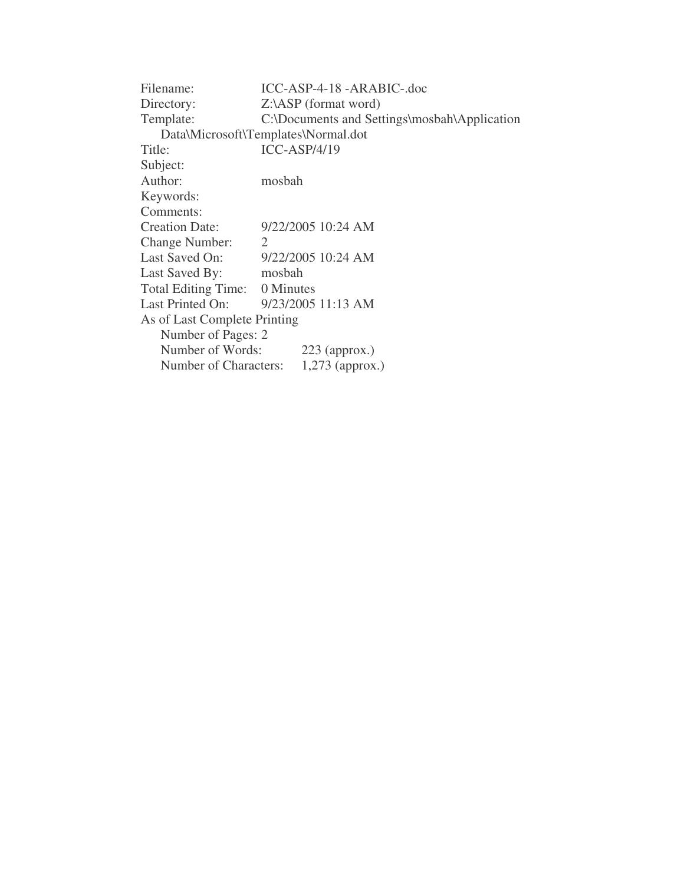Filename: ICC-ASP-4-18 -ARABIC-.doc
Directory: Z:\ASP (format word)
Template: C:\Documents and Settings\mosbah\Application Data\Microsoft\Templates\Normal.dot
Title: ICC-ASP/4/19
Subject:
Author: mosbah
Keywords:
Comments:
Creation Date: 9/22/2005 10:24 AM
Change Number: 2
Last Saved On: 9/22/2005 10:24 AM
Last Saved By: mosbah
Total Editing Time: 0 Minutes
Last Printed On: 9/23/2005 11:13 AM
As of Last Complete Printing
Number of Pages: 2
Number of Words: 223 (approx.)
Number of Characters: 1,273 (approx.)